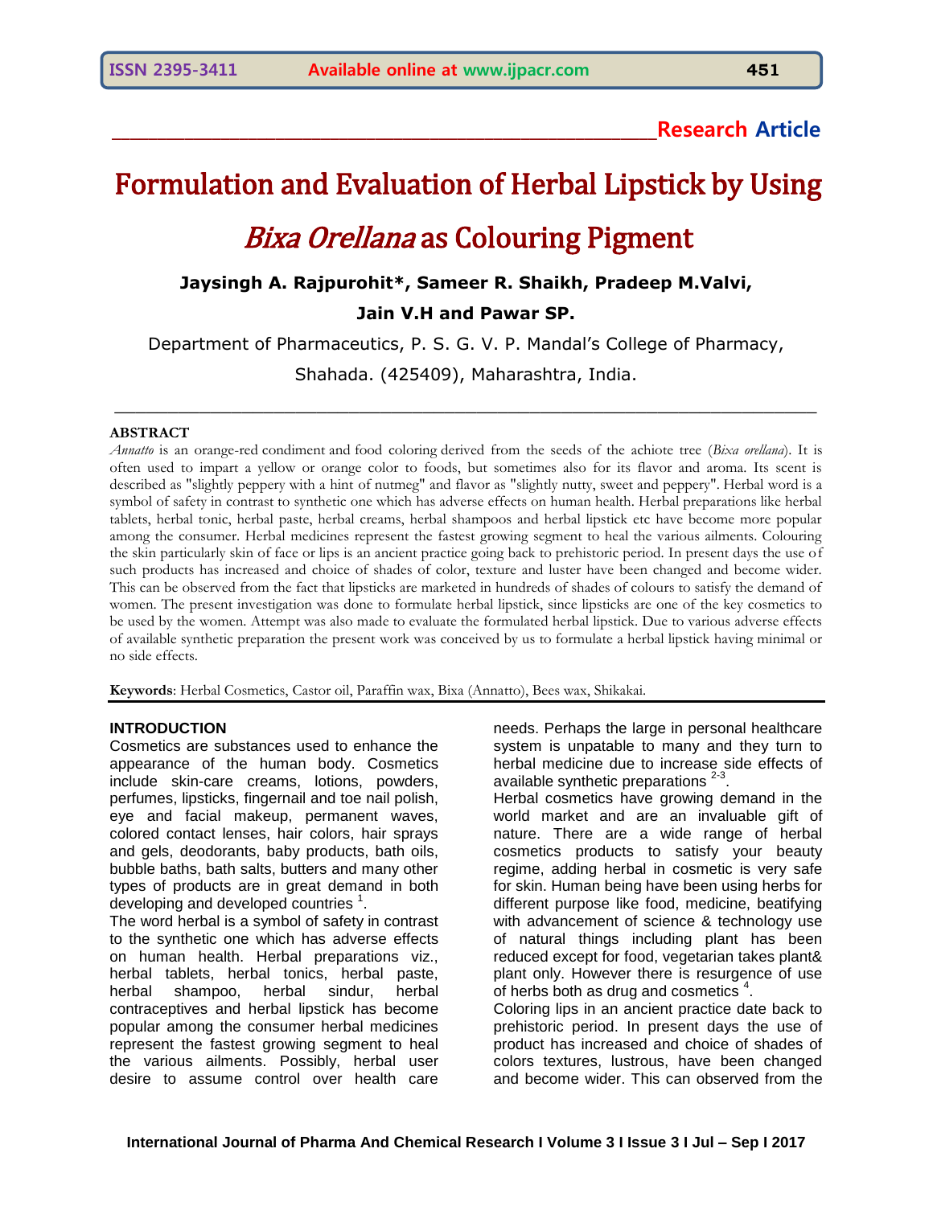Research Article

# Formulation and Evaluation of Herbal Lipstick by Using *Bixa Orellana* as Colouring Pigment

**Jaysingh A. Rajpurohit\*, Sameer R. Shaikh, Pradeep M.Valvi, Jain V.H and Pawar SP.**

Department of Pharmaceutics, P. S. G. V. P. Mandal's College of Pharmacy, Shahada. (425409), Maharashtra, India.

## ABSTRACT

*Annatto* is an orange-red condiment and food coloring derived from the seeds of the achiote tree (*Bixa orellana*). It is often used to impart a yellow or orange color to foods, but sometimes also for its flavor and aroma. Its scent is described as "slightly peppery with a hint of nutmeg" and flavor as "slightly nutty, sweet and peppery". Herbal word is a symbol of safety in contrast to synthetic one which has adverse effects on human health. Herbal preparations like herbal tablets, herbal tonic, herbal paste, herbal creams, herbal shampoos and herbal lipstick etc have become more popular among the consumer. Herbal medicines represent the fastest growing segment to heal the various ailments. Colouring the skin particularly skin of face or lips is an ancient practice going back to prehistoric period. In present days the use of such products has increased and choice of shades of color, texture and luster have been changed and become wider. This can be observed from the fact that lipsticks are marketed in hundreds of shades of colours to satisfy the demand of women. The present investigation was done to formulate herbal lipstick, since lipsticks are one of the key cosmetics to be used by the women. Attempt was also made to evaluate the formulated herbal lipstick. Due to various adverse effects of available synthetic preparation the present work was conceived by us to formulate a herbal lipstick having minimal or no side effects.

**Keywords**: Herbal Cosmetics, Castor oil, Paraffin wax, Bixa (Annatto), Bees wax, Shikakai.

## INTRODUCTION

Cosmetics are substances used to enhance the appearance of the human body. Cosmetics include skin-care creams, lotions, powders, perfumes, lipsticks, fingernail and toe nail polish, eye and facial makeup, permanent waves, colored contact lenses, hair colors, hair sprays and gels, deodorants, baby products, bath oils, bubble baths, bath salts, butters and many other types of products are in great demand in both developing and developed countries [1].

The word herbal is a symbol of safety in contrast to the synthetic one which has adverse effects on human health. Herbal preparations viz., herbal tablets, herbal tonics, herbal paste, herbal shampoo, herbal sindur, herbal contraceptives and herbal lipstick has become popular among the consumer herbal medicines represent the fastest growing segment to heal the various ailments. Possibly, herbal user desire to assume control over health care needs. Perhaps the large in personal healthcare system is unpatable to many and they turn to herbal medicine due to increase side effects of available synthetic preparations [2-3].

Herbal cosmetics have growing demand in the world market and are an invaluable gift of nature. There are a wide range of herbal cosmetics products to satisfy your beauty regime, adding herbal in cosmetic is very safe for skin. Human being have been using herbs for different purpose like food, medicine, beatifying with advancement of science & technology use of natural things including plant has been reduced except for food, vegetarian takes plant& plant only. However there is resurgence of use of herbs both as drug and cosmetics [4].

Coloring lips in an ancient practice date back to prehistoric period. In present days the use of product has increased and choice of shades of colors textures, lustrous, have been changed and become wider. This can observed from the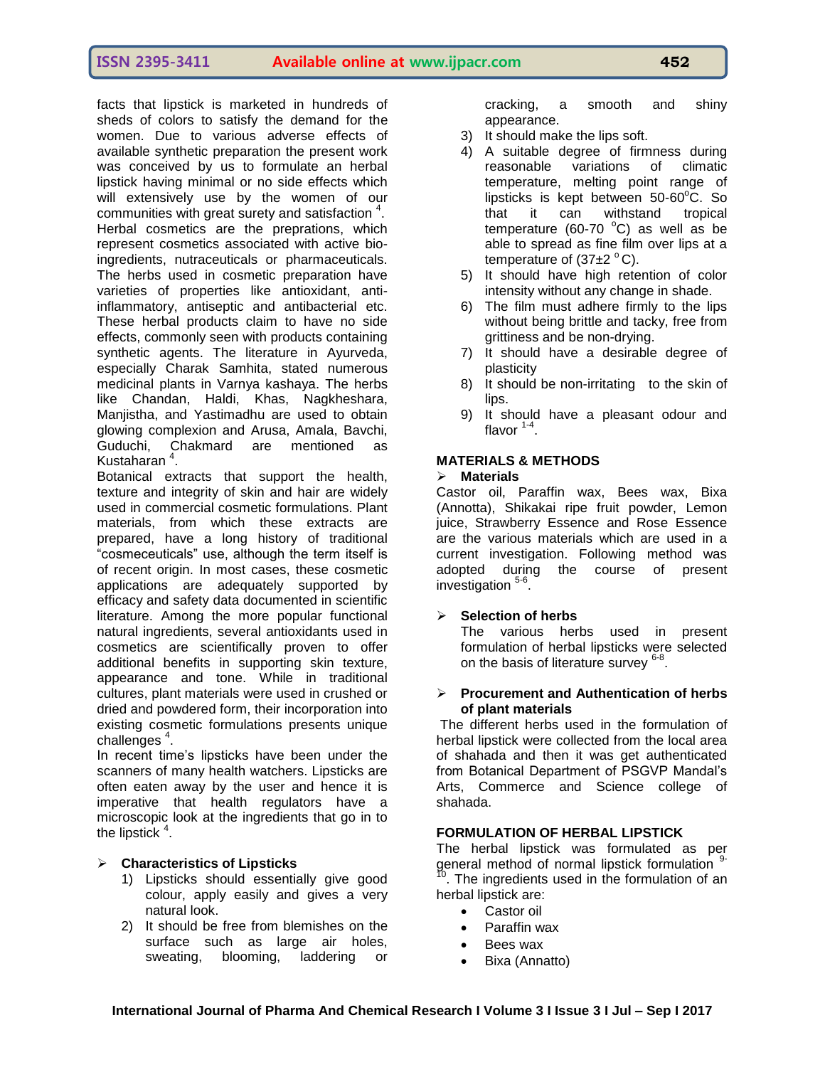facts that lipstick is marketed in hundreds of sheds of colors to satisfy the demand for the women. Due to various adverse effects of available synthetic preparation the present work was conceived by us to formulate an herbal lipstick having minimal or no side effects which will extensively use by the women of our communities with great surety and satisfaction [4].

Herbal cosmetics are the preprations, which represent cosmetics associated with active bio-ingredients, nutraceuticals or pharmaceuticals. The herbs used in cosmetic preparation have varieties of properties like antioxidant, anti-inflammatory, antiseptic and antibacterial etc. These herbal products claim to have no side effects, commonly seen with products containing synthetic agents. The literature in Ayurveda, especially Charak Samhita, stated numerous medicinal plants in Varnya kashaya. The herbs like Chandan, Haldi, Khas, Nagkheshara, Manjistha, and Yastimadhu are used to obtain glowing complexion and Arusa, Amala, Bavchi, Guduchi, Chakmard are mentioned as Kustaharan [4].

Botanical extracts that support the health, texture and integrity of skin and hair are widely used in commercial cosmetic formulations. Plant materials, from which these extracts are prepared, have a long history of traditional "cosmeceuticals" use, although the term itself is of recent origin. In most cases, these cosmetic applications are adequately supported by efficacy and safety data documented in scientific literature. Among the more popular functional natural ingredients, several antioxidants used in cosmetics are scientifically proven to offer additional benefits in supporting skin texture, appearance and tone. While in traditional cultures, plant materials were used in crushed or dried and powdered form, their incorporation into existing cosmetic formulations presents unique challenges [4].

In recent time's lipsticks have been under the scanners of many health watchers. Lipsticks are often eaten away by the user and hence it is imperative that health regulators have a microscopic look at the ingredients that go in to the lipstick [4].

## Characteristics of Lipsticks

1) Lipsticks should essentially give good colour, apply easily and gives a very natural look.
2) It should be free from blemishes on the surface such as large air holes, sweating, blooming, laddering or cracking, a smooth and shiny appearance.
3) It should make the lips soft.
4) A suitable degree of firmness during reasonable variations of climatic temperature, melting point range of lipsticks is kept between 50-60°C. So that it can withstand tropical temperature (60-70 °C) as well as be able to spread as fine film over lips at a temperature of (37±2 °C).
5) It should have high retention of color intensity without any change in shade.
6) The film must adhere firmly to the lips without being brittle and tacky, free from grittiness and be non-drying.
7) It should have a desirable degree of plasticity
8) It should be non-irritating to the skin of lips.
9) It should have a pleasant odour and flavor [1-4].

## MATERIALS & METHODS

### Materials

Castor oil, Paraffin wax, Bees wax, Bixa (Annotta), Shikakai ripe fruit powder, Lemon juice, Strawberry Essence and Rose Essence are the various materials which are used in a current investigation. Following method was adopted during the course of present investigation [5-6].

### Selection of herbs

The various herbs used in present formulation of herbal lipsticks were selected on the basis of literature survey [6-8].

### Procurement and Authentication of herbs of plant materials

The different herbs used in the formulation of herbal lipstick were collected from the local area of shahada and then it was get authenticated from Botanical Department of PSGVP Mandal's Arts, Commerce and Science college of shahada.

## FORMULATION OF HERBAL LIPSTICK

The herbal lipstick was formulated as per general method of normal lipstick formulation [9-10]. The ingredients used in the formulation of an herbal lipstick are:

- Castor oil
- Paraffin wax
- Bees wax
- Bixa (Annatto)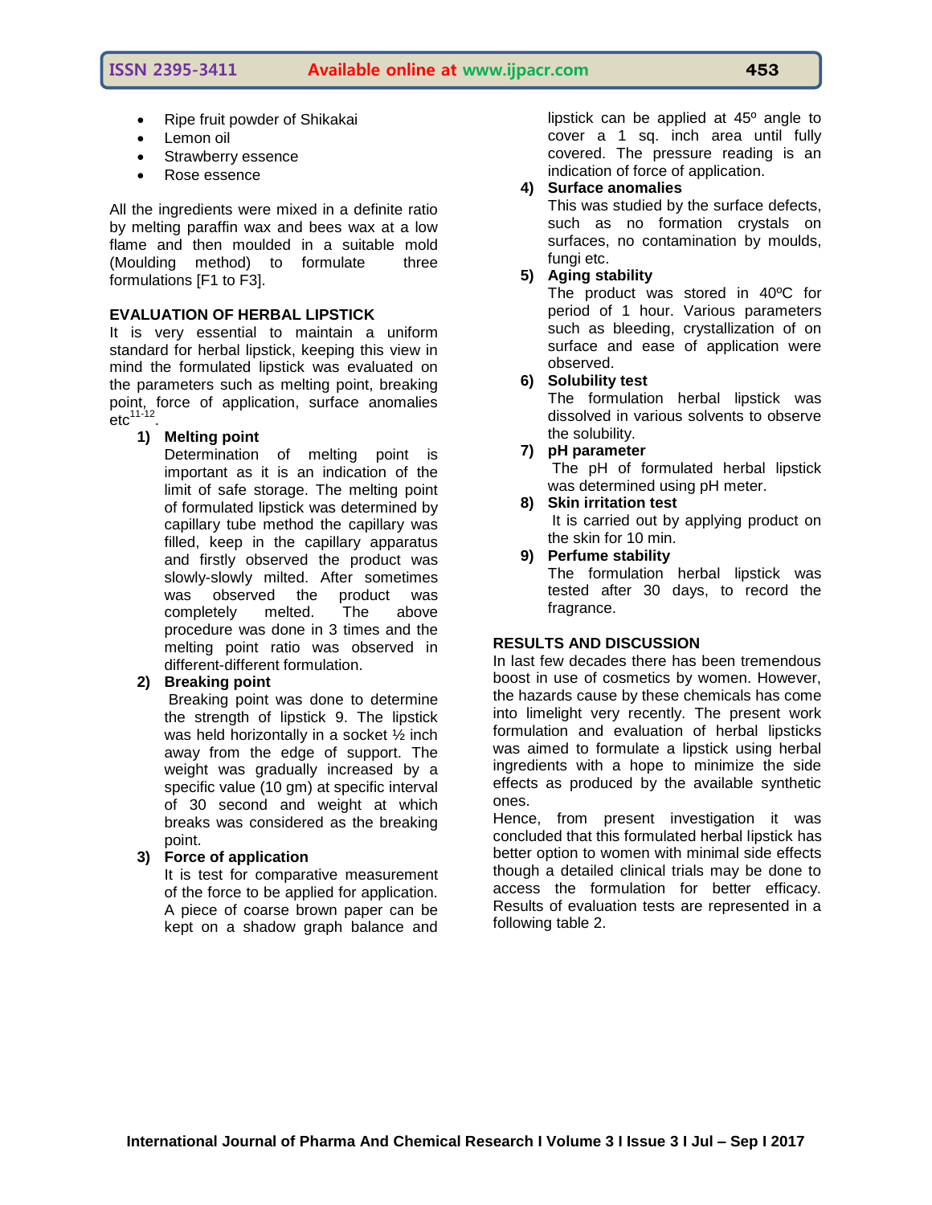- Ripe fruit powder of Shikakai
- Lemon oil
- Strawberry essence
- Rose essence

All the ingredients were mixed in a definite ratio by melting paraffin wax and bees wax at a low flame and then moulded in a suitable mold (Moulding method) to formulate three formulations [F1 to F3].

## EVALUATION OF HERBAL LIPSTICK

It is very essential to maintain a uniform standard for herbal lipstick, keeping this view in mind the formulated lipstick was evaluated on the parameters such as melting point, breaking point, force of application, surface anomalies etc[11-12].

1) **Melting point**
   Determination of melting point is important as it is an indication of the limit of safe storage. The melting point of formulated lipstick was determined by capillary tube method the capillary was filled, keep in the capillary apparatus and firstly observed the product was slowly-slowly milted. After sometimes was observed the product was completely melted. The above procedure was done in 3 times and the melting point ratio was observed in different-different formulation.

2) **Breaking point**
   Breaking point was done to determine the strength of lipstick 9. The lipstick was held horizontally in a socket ½ inch away from the edge of support. The weight was gradually increased by a specific value (10 gm) at specific interval of 30 second and weight at which breaks was considered as the breaking point.

3) **Force of application**
   It is test for comparative measurement of the force to be applied for application. A piece of coarse brown paper can be kept on a shadow graph balance and lipstick can be applied at 45º angle to cover a 1 sq. inch area until fully covered. The pressure reading is an indication of force of application.

4) **Surface anomalies**
   This was studied by the surface defects, such as no formation crystals on surfaces, no contamination by moulds, fungi etc.

5) **Aging stability**
   The product was stored in 40ºC for period of 1 hour. Various parameters such as bleeding, crystallization of on surface and ease of application were observed.

6) **Solubility test**
   The formulation herbal lipstick was dissolved in various solvents to observe the solubility.

7) **pH parameter**
   The pH of formulated herbal lipstick was determined using pH meter.

8) **Skin irritation test**
   It is carried out by applying product on the skin for 10 min.

9) **Perfume stability**
   The formulation herbal lipstick was tested after 30 days, to record the fragrance.

## RESULTS AND DISCUSSION

In last few decades there has been tremendous boost in use of cosmetics by women. However, the hazards cause by these chemicals has come into limelight very recently. The present work formulation and evaluation of herbal lipsticks was aimed to formulate a lipstick using herbal ingredients with a hope to minimize the side effects as produced by the available synthetic ones.

Hence, from present investigation it was concluded that this formulated herbal lipstick has better option to women with minimal side effects though a detailed clinical trials may be done to access the formulation for better efficacy. Results of evaluation tests are represented in a following table 2.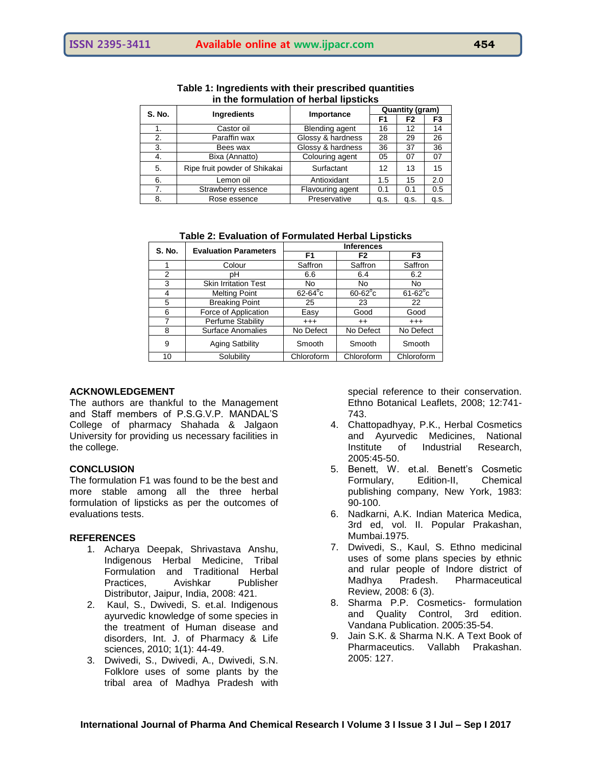**Table 1: Ingredients with their prescribed quantities in the formulation of herbal lipsticks**

| S. No. | Ingredients | Importance | Quantity (gram) | | |
|---|---|---|---|---|---|
| | | | F1 | F2 | F3 |
| 1. | Castor oil | Blending agent | 16 | 12 | 14 |
| 2. | Paraffin wax | Glossy & hardness | 28 | 29 | 26 |
| 3. | Bees wax | Glossy & hardness | 36 | 37 | 36 |
| 4. | Bixa (Annatto) | Colouring agent | 05 | 07 | 07 |
| 5. | Ripe fruit powder of Shikakai | Surfactant | 12 | 13 | 15 |
| 6. | Lemon oil | Antioxidant | 1.5 | 15 | 2.0 |
| 7. | Strawberry essence | Flavouring agent | 0.1 | 0.1 | 0.5 |
| 8. | Rose essence | Preservative | q.s. | q.s. | q.s. |

**Table 2: Evaluation of Formulated Herbal Lipsticks**

| S. No. | Evaluation Parameters | Inferences | | |
|---|---|---|---|---|
| | | F1 | F2 | F3 |
| 1 | Colour | Saffron | Saffron | Saffron |
| 2 | pH | 6.6 | 6.4 | 6.2 |
| 3 | Skin Irritation Test | No | No | No |
| 4 | Melting Point | 62-64°c | 60-62°c | 61-62°c |
| 5 | Breaking Point | 25 | 23 | 22 |
| 6 | Force of Application | Easy | Good | Good |
| 7 | Perfume Stability | +++ | ++ | +++ |
| 8 | Surface Anomalies | No Defect | No Defect | No Defect |
| 9 | Aging Satbility | Smooth | Smooth | Smooth |
| 10 | Solubility | Chloroform | Chloroform | Chloroform |

## ACKNOWLEDGEMENT

The authors are thankful to the Management and Staff members of P.S.G.V.P. MANDAL'S College of pharmacy Shahada & Jalgaon University for providing us necessary facilities in the college.

## CONCLUSION

The formulation F1 was found to be the best and more stable among all the three herbal formulation of lipsticks as per the outcomes of evaluations tests.

## REFERENCES

1. Acharya Deepak, Shrivastava Anshu, Indigenous Herbal Medicine, Tribal Formulation and Traditional Herbal Practices, Avishkar Publisher Distributor, Jaipur, India, 2008: 421.
2. Kaul, S., Dwivedi, S. et.al. Indigenous ayurvedic knowledge of some species in the treatment of Human disease and disorders, Int. J. of Pharmacy & Life sciences, 2010; 1(1): 44-49.
3. Dwivedi, S., Dwivedi, A., Dwivedi, S.N. Folklore uses of some plants by the tribal area of Madhya Pradesh with special reference to their conservation. Ethno Botanical Leaflets, 2008; 12:741-743.
4. Chattopadhyay, P.K., Herbal Cosmetics and Ayurvedic Medicines, National Institute of Industrial Research, 2005:45-50.
5. Benett, W. et.al. Benett's Cosmetic Formulary, Edition-II, Chemical publishing company, New York, 1983: 90-100.
6. Nadkarni, A.K. Indian Materica Medica, 3rd ed, vol. II. Popular Prakashan, Mumbai.1975.
7. Dwivedi, S., Kaul, S. Ethno medicinal uses of some plans species by ethnic and rular people of Indore district of Madhya Pradesh. Pharmaceutical Review, 2008: 6 (3).
8. Sharma P.P. Cosmetics- formulation and Quality Control, 3rd edition. Vandana Publication. 2005:35-54.
9. Jain S.K. & Sharma N.K. A Text Book of Pharmaceutics. Vallabh Prakashan. 2005: 127.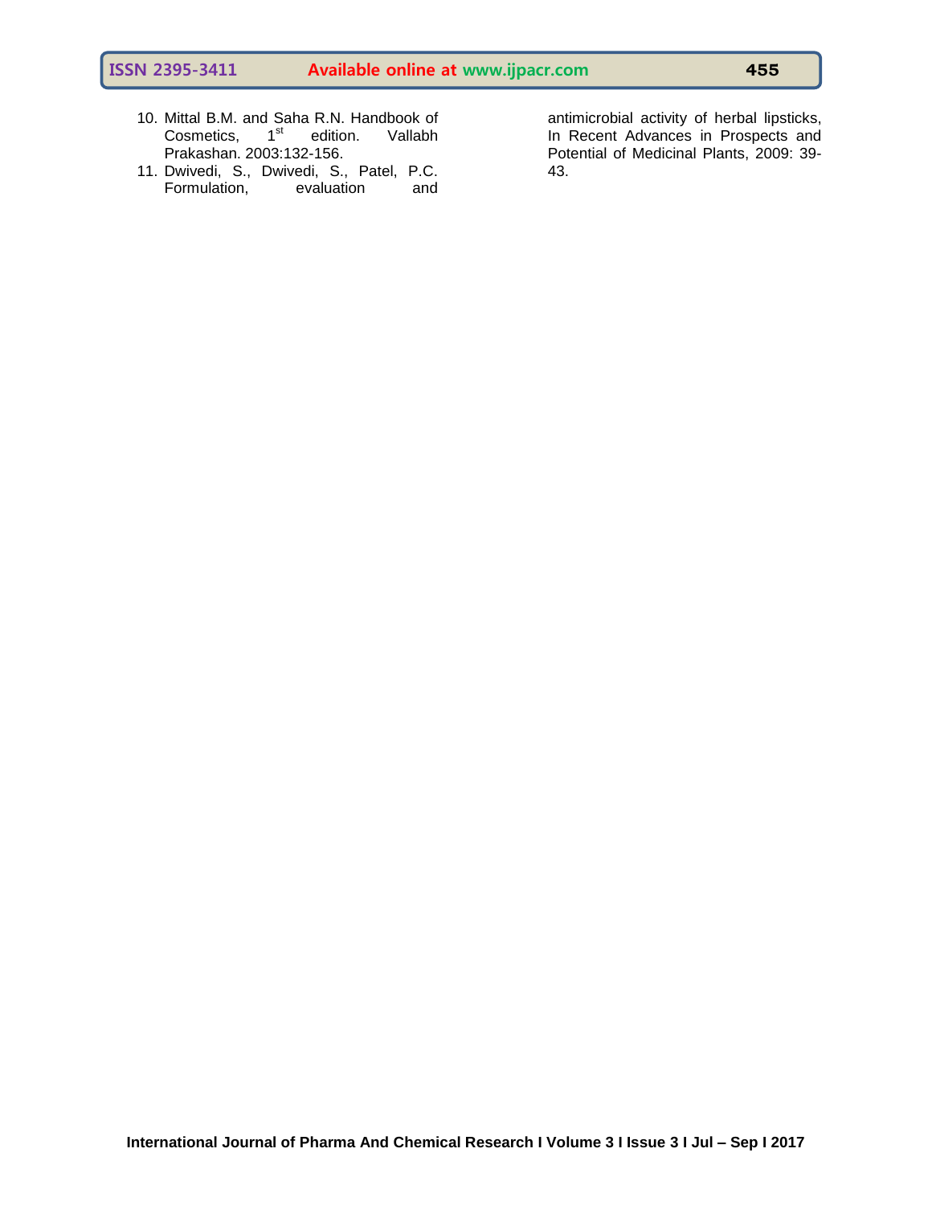10. Mittal B.M. and Saha R.N. Handbook of Cosmetics, 1st edition. Vallabh Prakashan. 2003:132-156.
11. Dwivedi, S., Dwivedi, S., Patel, P.C. Formulation, evaluation and antimicrobial activity of herbal lipsticks, In Recent Advances in Prospects and Potential of Medicinal Plants, 2009: 39-43.